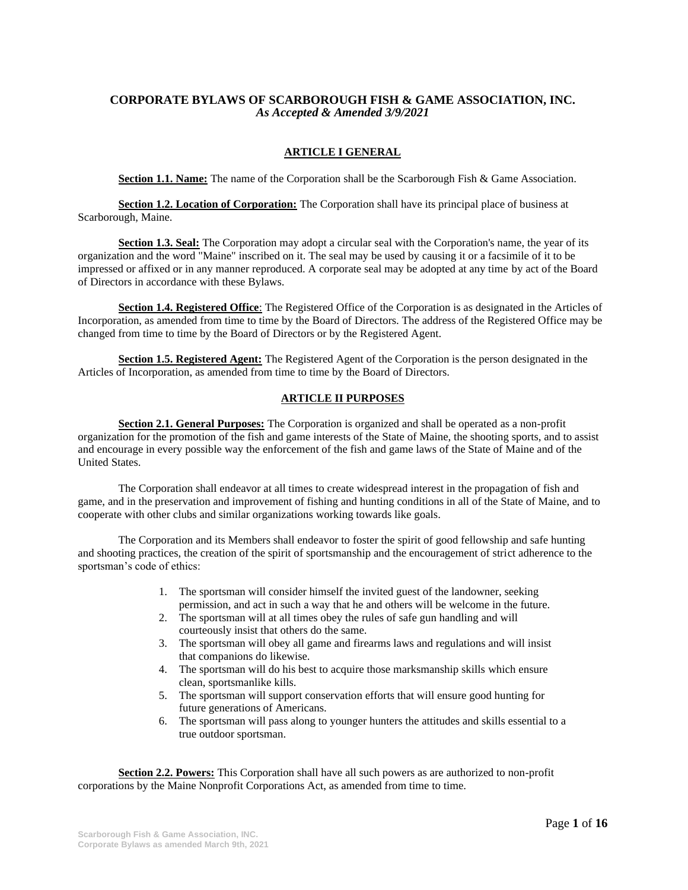# CORPORATE BYLAWS OF SCARBOROUGH FISH & GAME ASSOCIATION, INC.

*As Accepted & Amended 3/9/2021*

## ARTICLE I GENERAL

**Section 1.1. Name:** The name of the Corporation shall be the Scarborough Fish & Game Association.

**Section 1.2. Location of Corporation:** The Corporation shall have its principal place of business at Scarborough, Maine.

**Section 1.3. Seal:** The Corporation may adopt a circular seal with the Corporation's name, the year of its organization and the word "Maine" inscribed on it. The seal may be used by causing it or a facsimile of it to be impressed or affixed or in any manner reproduced. A corporate seal may be adopted at any time by act of the Board of Directors in accordance with these Bylaws.

**Section 1.4. Registered Office**: The Registered Office of the Corporation is as designated in the Articles of Incorporation, as amended from time to time by the Board of Directors. The address of the Registered Office may be changed from time to time by the Board of Directors or by the Registered Agent.

**Section 1.5. Registered Agent:** The Registered Agent of the Corporation is the person designated in the Articles of Incorporation, as amended from time to time by the Board of Directors.

## ARTICLE II PURPOSES

**Section 2.1. General Purposes:** The Corporation is organized and shall be operated as a non-profit organization for the promotion of the fish and game interests of the State of Maine, the shooting sports, and to assist and encourage in every possible way the enforcement of the fish and game laws of the State of Maine and of the United States.

The Corporation shall endeavor at all times to create widespread interest in the propagation of fish and game, and in the preservation and improvement of fishing and hunting conditions in all of the State of Maine, and to cooperate with other clubs and similar organizations working towards like goals.

The Corporation and its Members shall endeavor to foster the spirit of good fellowship and safe hunting and shooting practices, the creation of the spirit of sportsmanship and the encouragement of strict adherence to the sportsman's code of ethics:

1. The sportsman will consider himself the invited guest of the landowner, seeking permission, and act in such a way that he and others will be welcome in the future.
2. The sportsman will at all times obey the rules of safe gun handling and will courteously insist that others do the same.
3. The sportsman will obey all game and firearms laws and regulations and will insist that companions do likewise.
4. The sportsman will do his best to acquire those marksmanship skills which ensure clean, sportsmanlike kills.
5. The sportsman will support conservation efforts that will ensure good hunting for future generations of Americans.
6. The sportsman will pass along to younger hunters the attitudes and skills essential to a true outdoor sportsman.

**Section 2.2. Powers:** This Corporation shall have all such powers as are authorized to non-profit corporations by the Maine Nonprofit Corporations Act, as amended from time to time.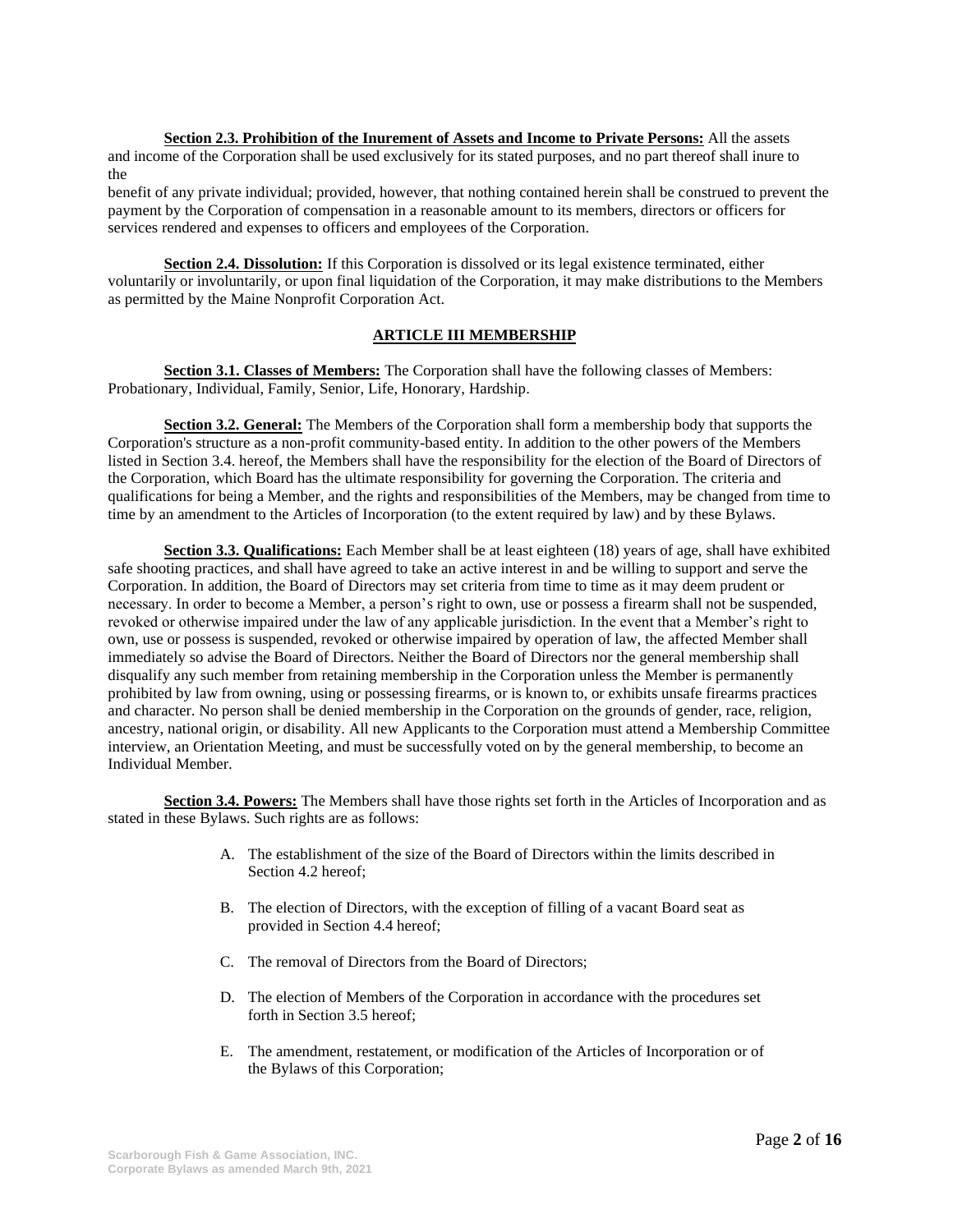**Section 2.3. Prohibition of the Inurement of Assets and Income to Private Persons:** All the assets and income of the Corporation shall be used exclusively for its stated purposes, and no part thereof shall inure to the benefit of any private individual; provided, however, that nothing contained herein shall be construed to prevent the payment by the Corporation of compensation in a reasonable amount to its members, directors or officers for services rendered and expenses to officers and employees of the Corporation.

**Section 2.4. Dissolution:** If this Corporation is dissolved or its legal existence terminated, either voluntarily or involuntarily, or upon final liquidation of the Corporation, it may make distributions to the Members as permitted by the Maine Nonprofit Corporation Act.

## ARTICLE III MEMBERSHIP

**Section 3.1. Classes of Members:** The Corporation shall have the following classes of Members: Probationary, Individual, Family, Senior, Life, Honorary, Hardship.

**Section 3.2. General:** The Members of the Corporation shall form a membership body that supports the Corporation's structure as a non-profit community-based entity. In addition to the other powers of the Members listed in Section 3.4. hereof, the Members shall have the responsibility for the election of the Board of Directors of the Corporation, which Board has the ultimate responsibility for governing the Corporation. The criteria and qualifications for being a Member, and the rights and responsibilities of the Members, may be changed from time to time by an amendment to the Articles of Incorporation (to the extent required by law) and by these Bylaws.

**Section 3.3. Qualifications:** Each Member shall be at least eighteen (18) years of age, shall have exhibited safe shooting practices, and shall have agreed to take an active interest in and be willing to support and serve the Corporation. In addition, the Board of Directors may set criteria from time to time as it may deem prudent or necessary. In order to become a Member, a person's right to own, use or possess a firearm shall not be suspended, revoked or otherwise impaired under the law of any applicable jurisdiction. In the event that a Member's right to own, use or possess is suspended, revoked or otherwise impaired by operation of law, the affected Member shall immediately so advise the Board of Directors. Neither the Board of Directors nor the general membership shall disqualify any such member from retaining membership in the Corporation unless the Member is permanently prohibited by law from owning, using or possessing firearms, or is known to, or exhibits unsafe firearms practices and character. No person shall be denied membership in the Corporation on the grounds of gender, race, religion, ancestry, national origin, or disability. All new Applicants to the Corporation must attend a Membership Committee interview, an Orientation Meeting, and must be successfully voted on by the general membership, to become an Individual Member.

**Section 3.4. Powers:** The Members shall have those rights set forth in the Articles of Incorporation and as stated in these Bylaws. Such rights are as follows:

A. The establishment of the size of the Board of Directors within the limits described in Section 4.2 hereof;

B. The election of Directors, with the exception of filling of a vacant Board seat as provided in Section 4.4 hereof;

C. The removal of Directors from the Board of Directors;

D. The election of Members of the Corporation in accordance with the procedures set forth in Section 3.5 hereof;

E. The amendment, restatement, or modification of the Articles of Incorporation or of the Bylaws of this Corporation;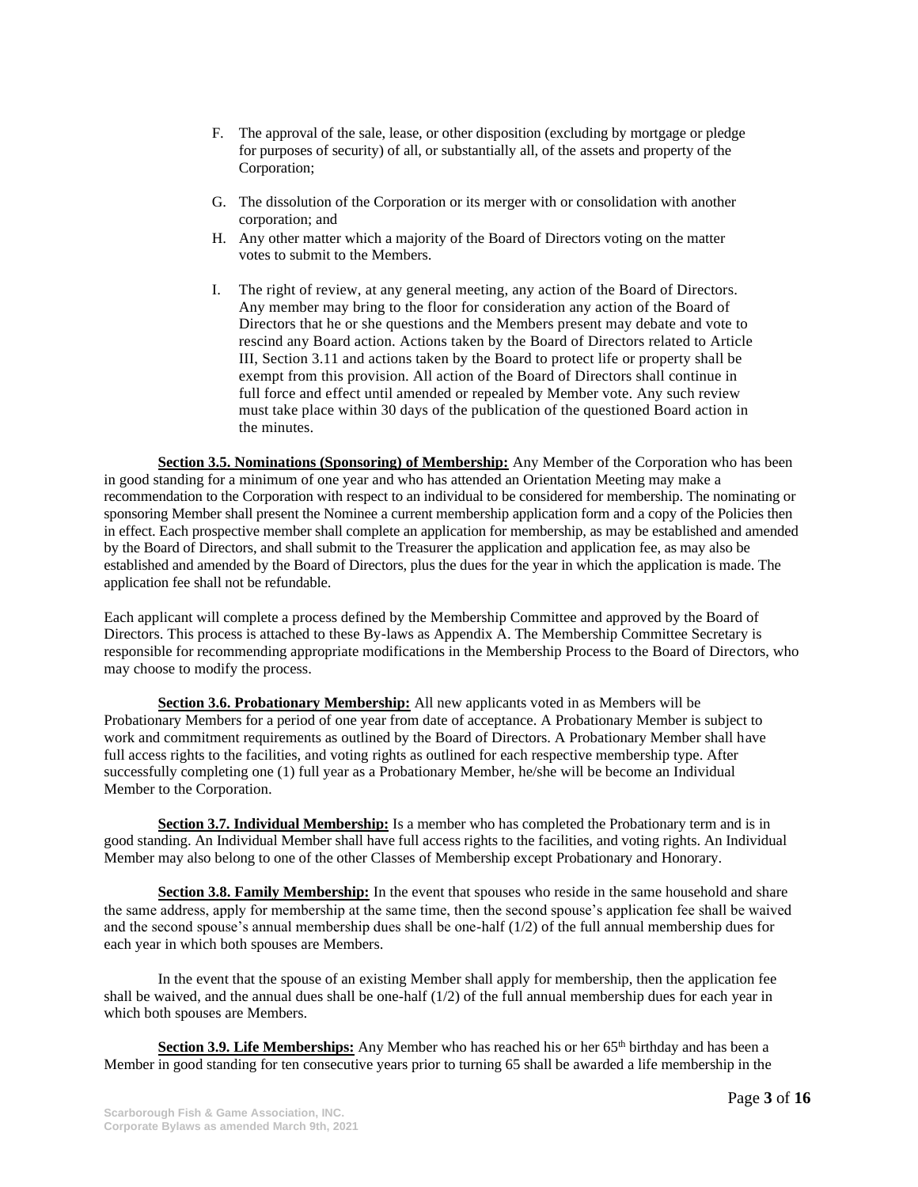F. The approval of the sale, lease, or other disposition (excluding by mortgage or pledge for purposes of security) of all, or substantially all, of the assets and property of the Corporation;

G. The dissolution of the Corporation or its merger with or consolidation with another corporation; and

H. Any other matter which a majority of the Board of Directors voting on the matter votes to submit to the Members.

I. The right of review, at any general meeting, any action of the Board of Directors. Any member may bring to the floor for consideration any action of the Board of Directors that he or she questions and the Members present may debate and vote to rescind any Board action. Actions taken by the Board of Directors related to Article III, Section 3.11 and actions taken by the Board to protect life or property shall be exempt from this provision. All action of the Board of Directors shall continue in full force and effect until amended or repealed by Member vote. Any such review must take place within 30 days of the publication of the questioned Board action in the minutes.

**Section 3.5. Nominations (Sponsoring) of Membership:** Any Member of the Corporation who has been in good standing for a minimum of one year and who has attended an Orientation Meeting may make a recommendation to the Corporation with respect to an individual to be considered for membership. The nominating or sponsoring Member shall present the Nominee a current membership application form and a copy of the Policies then in effect. Each prospective member shall complete an application for membership, as may be established and amended by the Board of Directors, and shall submit to the Treasurer the application and application fee, as may also be established and amended by the Board of Directors, plus the dues for the year in which the application is made. The application fee shall not be refundable.

Each applicant will complete a process defined by the Membership Committee and approved by the Board of Directors. This process is attached to these By-laws as Appendix A. The Membership Committee Secretary is responsible for recommending appropriate modifications in the Membership Process to the Board of Directors, who may choose to modify the process.

**Section 3.6. Probationary Membership:** All new applicants voted in as Members will be Probationary Members for a period of one year from date of acceptance. A Probationary Member is subject to work and commitment requirements as outlined by the Board of Directors. A Probationary Member shall have full access rights to the facilities, and voting rights as outlined for each respective membership type. After successfully completing one (1) full year as a Probationary Member, he/she will be become an Individual Member to the Corporation.

**Section 3.7. Individual Membership:** Is a member who has completed the Probationary term and is in good standing. An Individual Member shall have full access rights to the facilities, and voting rights. An Individual Member may also belong to one of the other Classes of Membership except Probationary and Honorary.

**Section 3.8. Family Membership:** In the event that spouses who reside in the same household and share the same address, apply for membership at the same time, then the second spouse's application fee shall be waived and the second spouse's annual membership dues shall be one-half (1/2) of the full annual membership dues for each year in which both spouses are Members.

In the event that the spouse of an existing Member shall apply for membership, then the application fee shall be waived, and the annual dues shall be one-half (1/2) of the full annual membership dues for each year in which both spouses are Members.

**Section 3.9. Life Memberships:** Any Member who has reached his or her 65th birthday and has been a Member in good standing for ten consecutive years prior to turning 65 shall be awarded a life membership in the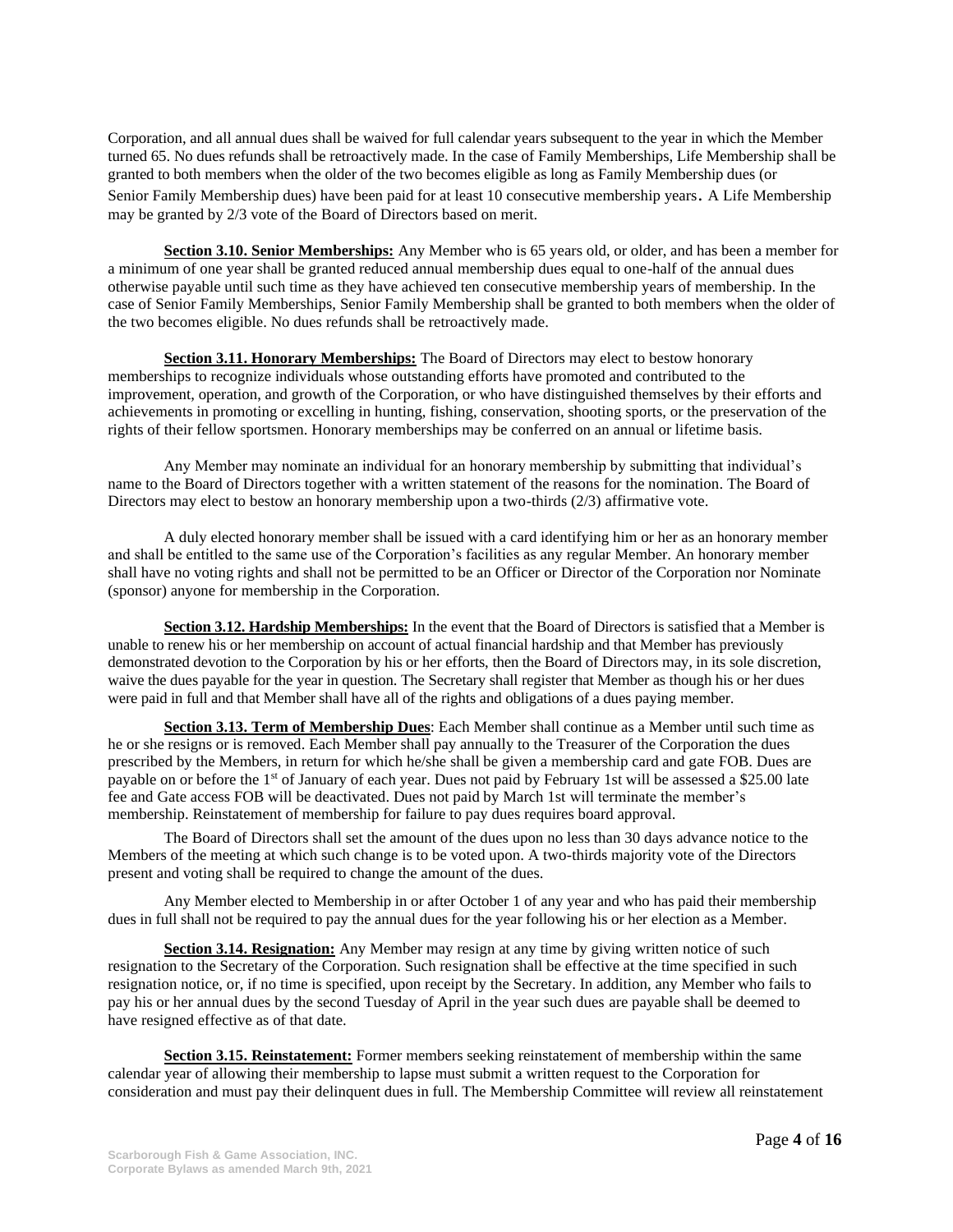Corporation, and all annual dues shall be waived for full calendar years subsequent to the year in which the Member turned 65. No dues refunds shall be retroactively made. In the case of Family Memberships, Life Membership shall be granted to both members when the older of the two becomes eligible as long as Family Membership dues (or Senior Family Membership dues) have been paid for at least 10 consecutive membership years. A Life Membership may be granted by 2/3 vote of the Board of Directors based on merit.

**Section 3.10. Senior Memberships:** Any Member who is 65 years old, or older, and has been a member for a minimum of one year shall be granted reduced annual membership dues equal to one-half of the annual dues otherwise payable until such time as they have achieved ten consecutive membership years of membership. In the case of Senior Family Memberships, Senior Family Membership shall be granted to both members when the older of the two becomes eligible. No dues refunds shall be retroactively made.

**Section 3.11. Honorary Memberships:** The Board of Directors may elect to bestow honorary memberships to recognize individuals whose outstanding efforts have promoted and contributed to the improvement, operation, and growth of the Corporation, or who have distinguished themselves by their efforts and achievements in promoting or excelling in hunting, fishing, conservation, shooting sports, or the preservation of the rights of their fellow sportsmen. Honorary memberships may be conferred on an annual or lifetime basis.

Any Member may nominate an individual for an honorary membership by submitting that individual's name to the Board of Directors together with a written statement of the reasons for the nomination. The Board of Directors may elect to bestow an honorary membership upon a two-thirds (2/3) affirmative vote.

A duly elected honorary member shall be issued with a card identifying him or her as an honorary member and shall be entitled to the same use of the Corporation's facilities as any regular Member. An honorary member shall have no voting rights and shall not be permitted to be an Officer or Director of the Corporation nor Nominate (sponsor) anyone for membership in the Corporation.

**Section 3.12. Hardship Memberships:** In the event that the Board of Directors is satisfied that a Member is unable to renew his or her membership on account of actual financial hardship and that Member has previously demonstrated devotion to the Corporation by his or her efforts, then the Board of Directors may, in its sole discretion, waive the dues payable for the year in question. The Secretary shall register that Member as though his or her dues were paid in full and that Member shall have all of the rights and obligations of a dues paying member.

**Section 3.13. Term of Membership Dues**: Each Member shall continue as a Member until such time as he or she resigns or is removed. Each Member shall pay annually to the Treasurer of the Corporation the dues prescribed by the Members, in return for which he/she shall be given a membership card and gate FOB. Dues are payable on or before the 1st of January of each year. Dues not paid by February 1st will be assessed a $25.00 late fee and Gate access FOB will be deactivated. Dues not paid by March 1st will terminate the member's membership. Reinstatement of membership for failure to pay dues requires board approval.

The Board of Directors shall set the amount of the dues upon no less than 30 days advance notice to the Members of the meeting at which such change is to be voted upon. A two-thirds majority vote of the Directors present and voting shall be required to change the amount of the dues.

Any Member elected to Membership in or after October 1 of any year and who has paid their membership dues in full shall not be required to pay the annual dues for the year following his or her election as a Member.

**Section 3.14. Resignation:** Any Member may resign at any time by giving written notice of such resignation to the Secretary of the Corporation. Such resignation shall be effective at the time specified in such resignation notice, or, if no time is specified, upon receipt by the Secretary. In addition, any Member who fails to pay his or her annual dues by the second Tuesday of April in the year such dues are payable shall be deemed to have resigned effective as of that date.

**Section 3.15. Reinstatement:** Former members seeking reinstatement of membership within the same calendar year of allowing their membership to lapse must submit a written request to the Corporation for consideration and must pay their delinquent dues in full. The Membership Committee will review all reinstatement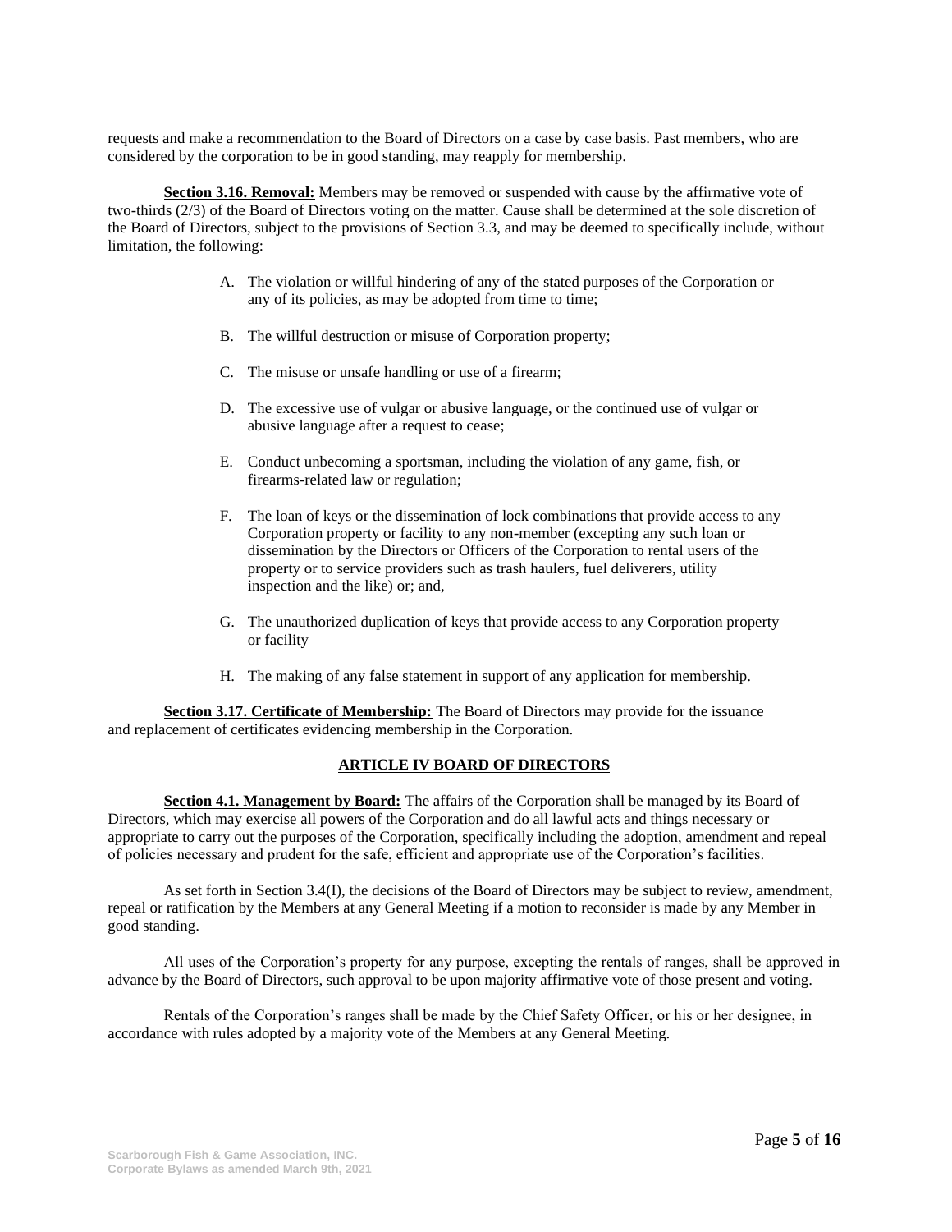requests and make a recommendation to the Board of Directors on a case by case basis. Past members, who are considered by the corporation to be in good standing, may reapply for membership.

**Section 3.16. Removal:** Members may be removed or suspended with cause by the affirmative vote of two-thirds (2/3) of the Board of Directors voting on the matter. Cause shall be determined at the sole discretion of the Board of Directors, subject to the provisions of Section 3.3, and may be deemed to specifically include, without limitation, the following:

A. The violation or willful hindering of any of the stated purposes of the Corporation or any of its policies, as may be adopted from time to time;

B. The willful destruction or misuse of Corporation property;

C. The misuse or unsafe handling or use of a firearm;

D. The excessive use of vulgar or abusive language, or the continued use of vulgar or abusive language after a request to cease;

E. Conduct unbecoming a sportsman, including the violation of any game, fish, or firearms-related law or regulation;

F. The loan of keys or the dissemination of lock combinations that provide access to any Corporation property or facility to any non-member (excepting any such loan or dissemination by the Directors or Officers of the Corporation to rental users of the property or to service providers such as trash haulers, fuel deliverers, utility inspection and the like) or; and,

G. The unauthorized duplication of keys that provide access to any Corporation property or facility

H. The making of any false statement in support of any application for membership.

**Section 3.17. Certificate of Membership:** The Board of Directors may provide for the issuance and replacement of certificates evidencing membership in the Corporation.

## ARTICLE IV BOARD OF DIRECTORS

**Section 4.1. Management by Board:** The affairs of the Corporation shall be managed by its Board of Directors, which may exercise all powers of the Corporation and do all lawful acts and things necessary or appropriate to carry out the purposes of the Corporation, specifically including the adoption, amendment and repeal of policies necessary and prudent for the safe, efficient and appropriate use of the Corporation's facilities.

As set forth in Section 3.4(I), the decisions of the Board of Directors may be subject to review, amendment, repeal or ratification by the Members at any General Meeting if a motion to reconsider is made by any Member in good standing.

All uses of the Corporation's property for any purpose, excepting the rentals of ranges, shall be approved in advance by the Board of Directors, such approval to be upon majority affirmative vote of those present and voting.

Rentals of the Corporation's ranges shall be made by the Chief Safety Officer, or his or her designee, in accordance with rules adopted by a majority vote of the Members at any General Meeting.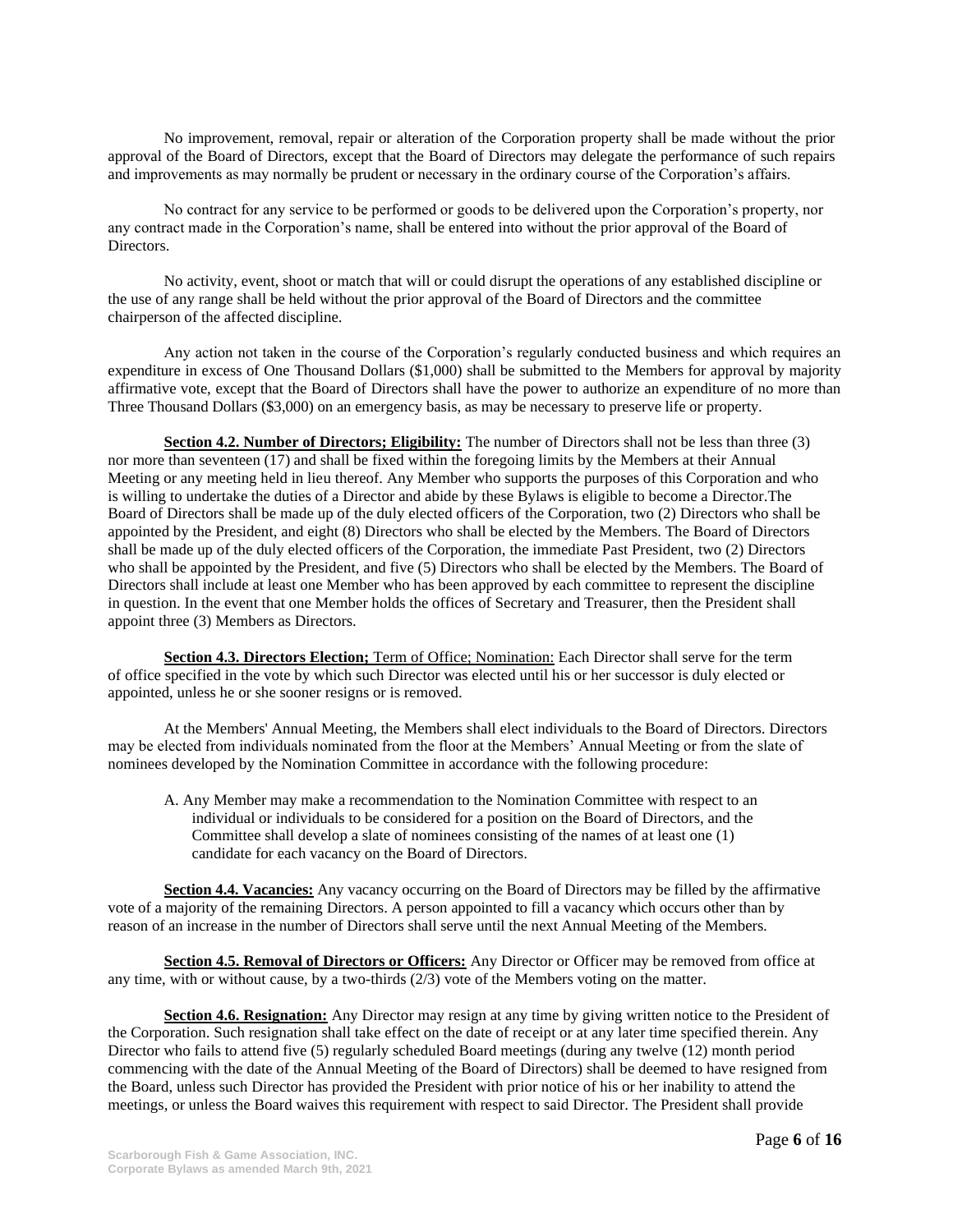No improvement, removal, repair or alteration of the Corporation property shall be made without the prior approval of the Board of Directors, except that the Board of Directors may delegate the performance of such repairs and improvements as may normally be prudent or necessary in the ordinary course of the Corporation's affairs.

No contract for any service to be performed or goods to be delivered upon the Corporation's property, nor any contract made in the Corporation's name, shall be entered into without the prior approval of the Board of Directors.

No activity, event, shoot or match that will or could disrupt the operations of any established discipline or the use of any range shall be held without the prior approval of the Board of Directors and the committee chairperson of the affected discipline.

Any action not taken in the course of the Corporation's regularly conducted business and which requires an expenditure in excess of One Thousand Dollars ($1,000) shall be submitted to the Members for approval by majority affirmative vote, except that the Board of Directors shall have the power to authorize an expenditure of no more than Three Thousand Dollars ($3,000) on an emergency basis, as may be necessary to preserve life or property.

**Section 4.2. Number of Directors; Eligibility:** The number of Directors shall not be less than three (3) nor more than seventeen (17) and shall be fixed within the foregoing limits by the Members at their Annual Meeting or any meeting held in lieu thereof. Any Member who supports the purposes of this Corporation and who is willing to undertake the duties of a Director and abide by these Bylaws is eligible to become a Director.The Board of Directors shall be made up of the duly elected officers of the Corporation, two (2) Directors who shall be appointed by the President, and eight (8) Directors who shall be elected by the Members. The Board of Directors shall be made up of the duly elected officers of the Corporation, the immediate Past President, two (2) Directors who shall be appointed by the President, and five (5) Directors who shall be elected by the Members. The Board of Directors shall include at least one Member who has been approved by each committee to represent the discipline in question. In the event that one Member holds the offices of Secretary and Treasurer, then the President shall appoint three (3) Members as Directors.

**Section 4.3. Directors Election;** Term of Office; Nomination: Each Director shall serve for the term of office specified in the vote by which such Director was elected until his or her successor is duly elected or appointed, unless he or she sooner resigns or is removed.

At the Members' Annual Meeting, the Members shall elect individuals to the Board of Directors. Directors may be elected from individuals nominated from the floor at the Members' Annual Meeting or from the slate of nominees developed by the Nomination Committee in accordance with the following procedure:

A. Any Member may make a recommendation to the Nomination Committee with respect to an individual or individuals to be considered for a position on the Board of Directors, and the Committee shall develop a slate of nominees consisting of the names of at least one (1) candidate for each vacancy on the Board of Directors.

**Section 4.4. Vacancies:** Any vacancy occurring on the Board of Directors may be filled by the affirmative vote of a majority of the remaining Directors. A person appointed to fill a vacancy which occurs other than by reason of an increase in the number of Directors shall serve until the next Annual Meeting of the Members.

**Section 4.5. Removal of Directors or Officers:** Any Director or Officer may be removed from office at any time, with or without cause, by a two-thirds (2/3) vote of the Members voting on the matter.

**Section 4.6. Resignation:** Any Director may resign at any time by giving written notice to the President of the Corporation. Such resignation shall take effect on the date of receipt or at any later time specified therein. Any Director who fails to attend five (5) regularly scheduled Board meetings (during any twelve (12) month period commencing with the date of the Annual Meeting of the Board of Directors) shall be deemed to have resigned from the Board, unless such Director has provided the President with prior notice of his or her inability to attend the meetings, or unless the Board waives this requirement with respect to said Director. The President shall provide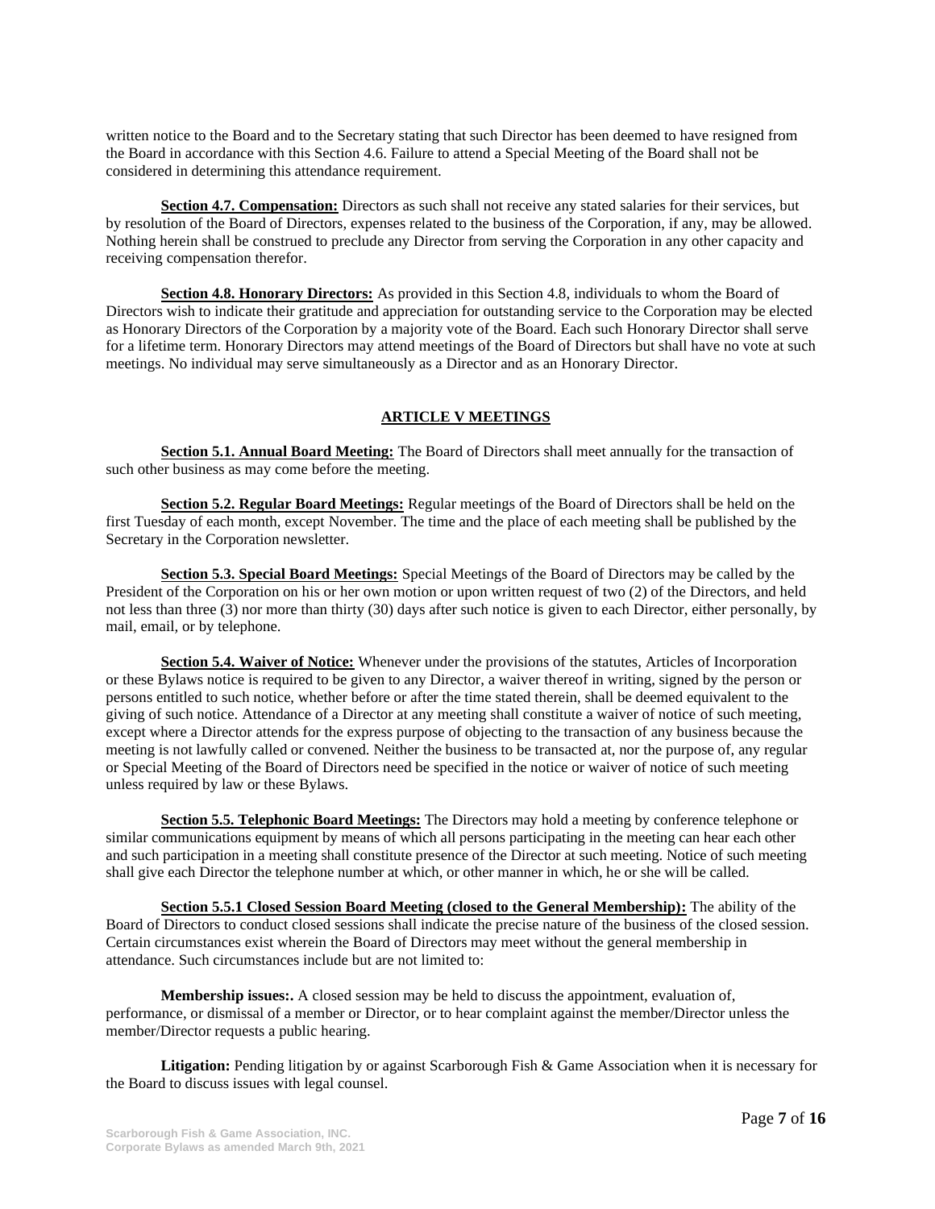written notice to the Board and to the Secretary stating that such Director has been deemed to have resigned from the Board in accordance with this Section 4.6. Failure to attend a Special Meeting of the Board shall not be considered in determining this attendance requirement.

**Section 4.7. Compensation:** Directors as such shall not receive any stated salaries for their services, but by resolution of the Board of Directors, expenses related to the business of the Corporation, if any, may be allowed. Nothing herein shall be construed to preclude any Director from serving the Corporation in any other capacity and receiving compensation therefor.

**Section 4.8. Honorary Directors:** As provided in this Section 4.8, individuals to whom the Board of Directors wish to indicate their gratitude and appreciation for outstanding service to the Corporation may be elected as Honorary Directors of the Corporation by a majority vote of the Board. Each such Honorary Director shall serve for a lifetime term. Honorary Directors may attend meetings of the Board of Directors but shall have no vote at such meetings. No individual may serve simultaneously as a Director and as an Honorary Director.

## ARTICLE V MEETINGS

**Section 5.1. Annual Board Meeting:** The Board of Directors shall meet annually for the transaction of such other business as may come before the meeting.

**Section 5.2. Regular Board Meetings:** Regular meetings of the Board of Directors shall be held on the first Tuesday of each month, except November. The time and the place of each meeting shall be published by the Secretary in the Corporation newsletter.

**Section 5.3. Special Board Meetings:** Special Meetings of the Board of Directors may be called by the President of the Corporation on his or her own motion or upon written request of two (2) of the Directors, and held not less than three (3) nor more than thirty (30) days after such notice is given to each Director, either personally, by mail, email, or by telephone.

**Section 5.4. Waiver of Notice:** Whenever under the provisions of the statutes, Articles of Incorporation or these Bylaws notice is required to be given to any Director, a waiver thereof in writing, signed by the person or persons entitled to such notice, whether before or after the time stated therein, shall be deemed equivalent to the giving of such notice. Attendance of a Director at any meeting shall constitute a waiver of notice of such meeting, except where a Director attends for the express purpose of objecting to the transaction of any business because the meeting is not lawfully called or convened. Neither the business to be transacted at, nor the purpose of, any regular or Special Meeting of the Board of Directors need be specified in the notice or waiver of notice of such meeting unless required by law or these Bylaws.

**Section 5.5. Telephonic Board Meetings:** The Directors may hold a meeting by conference telephone or similar communications equipment by means of which all persons participating in the meeting can hear each other and such participation in a meeting shall constitute presence of the Director at such meeting. Notice of such meeting shall give each Director the telephone number at which, or other manner in which, he or she will be called.

**Section 5.5.1 Closed Session Board Meeting (closed to the General Membership):** The ability of the Board of Directors to conduct closed sessions shall indicate the precise nature of the business of the closed session. Certain circumstances exist wherein the Board of Directors may meet without the general membership in attendance. Such circumstances include but are not limited to:

**Membership issues:.** A closed session may be held to discuss the appointment, evaluation of, performance, or dismissal of a member or Director, or to hear complaint against the member/Director unless the member/Director requests a public hearing.

**Litigation:** Pending litigation by or against Scarborough Fish & Game Association when it is necessary for the Board to discuss issues with legal counsel.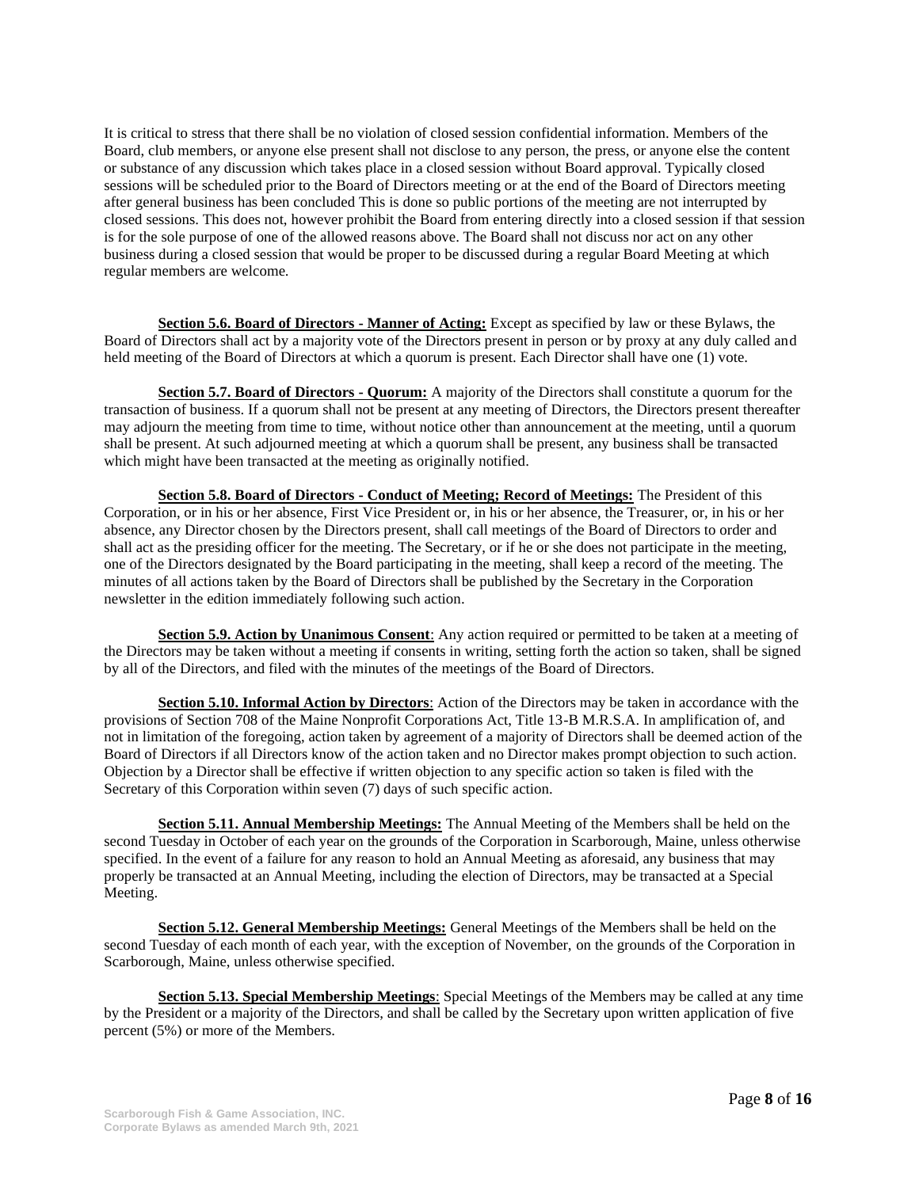It is critical to stress that there shall be no violation of closed session confidential information. Members of the Board, club members, or anyone else present shall not disclose to any person, the press, or anyone else the content or substance of any discussion which takes place in a closed session without Board approval. Typically closed sessions will be scheduled prior to the Board of Directors meeting or at the end of the Board of Directors meeting after general business has been concluded This is done so public portions of the meeting are not interrupted by closed sessions. This does not, however prohibit the Board from entering directly into a closed session if that session is for the sole purpose of one of the allowed reasons above. The Board shall not discuss nor act on any other business during a closed session that would be proper to be discussed during a regular Board Meeting at which regular members are welcome.

**Section 5.6. Board of Directors - Manner of Acting:** Except as specified by law or these Bylaws, the Board of Directors shall act by a majority vote of the Directors present in person or by proxy at any duly called and held meeting of the Board of Directors at which a quorum is present. Each Director shall have one (1) vote.

**Section 5.7. Board of Directors - Quorum:** A majority of the Directors shall constitute a quorum for the transaction of business. If a quorum shall not be present at any meeting of Directors, the Directors present thereafter may adjourn the meeting from time to time, without notice other than announcement at the meeting, until a quorum shall be present. At such adjourned meeting at which a quorum shall be present, any business shall be transacted which might have been transacted at the meeting as originally notified.

**Section 5.8. Board of Directors - Conduct of Meeting; Record of Meetings:** The President of this Corporation, or in his or her absence, First Vice President or, in his or her absence, the Treasurer, or, in his or her absence, any Director chosen by the Directors present, shall call meetings of the Board of Directors to order and shall act as the presiding officer for the meeting. The Secretary, or if he or she does not participate in the meeting, one of the Directors designated by the Board participating in the meeting, shall keep a record of the meeting. The minutes of all actions taken by the Board of Directors shall be published by the Secretary in the Corporation newsletter in the edition immediately following such action.

**Section 5.9. Action by Unanimous Consent**: Any action required or permitted to be taken at a meeting of the Directors may be taken without a meeting if consents in writing, setting forth the action so taken, shall be signed by all of the Directors, and filed with the minutes of the meetings of the Board of Directors.

**Section 5.10. Informal Action by Directors**: Action of the Directors may be taken in accordance with the provisions of Section 708 of the Maine Nonprofit Corporations Act, Title 13-B M.R.S.A. In amplification of, and not in limitation of the foregoing, action taken by agreement of a majority of Directors shall be deemed action of the Board of Directors if all Directors know of the action taken and no Director makes prompt objection to such action. Objection by a Director shall be effective if written objection to any specific action so taken is filed with the Secretary of this Corporation within seven (7) days of such specific action.

**Section 5.11. Annual Membership Meetings:** The Annual Meeting of the Members shall be held on the second Tuesday in October of each year on the grounds of the Corporation in Scarborough, Maine, unless otherwise specified. In the event of a failure for any reason to hold an Annual Meeting as aforesaid, any business that may properly be transacted at an Annual Meeting, including the election of Directors, may be transacted at a Special Meeting.

**Section 5.12. General Membership Meetings:** General Meetings of the Members shall be held on the second Tuesday of each month of each year, with the exception of November, on the grounds of the Corporation in Scarborough, Maine, unless otherwise specified.

**Section 5.13. Special Membership Meetings**: Special Meetings of the Members may be called at any time by the President or a majority of the Directors, and shall be called by the Secretary upon written application of five percent (5%) or more of the Members.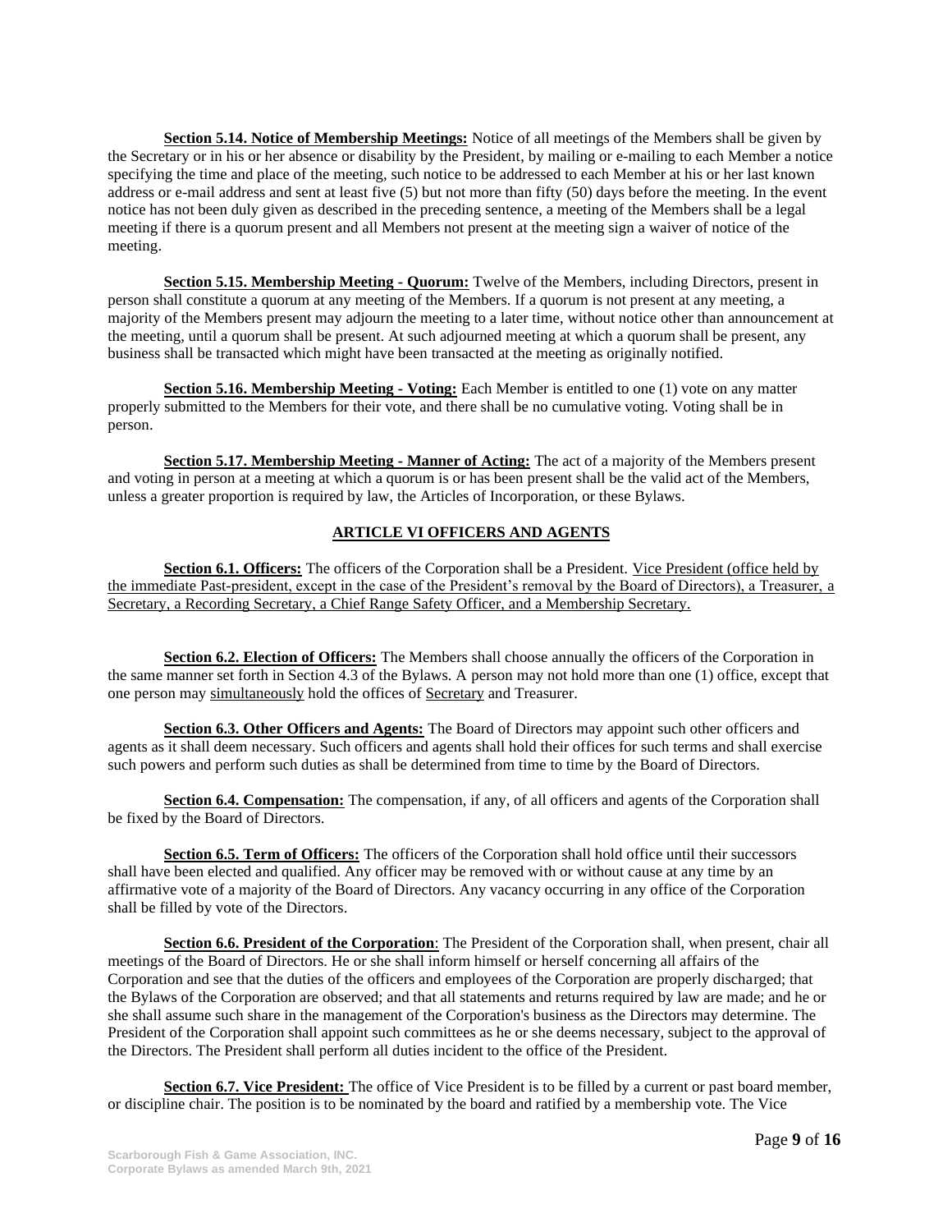**Section 5.14. Notice of Membership Meetings:** Notice of all meetings of the Members shall be given by the Secretary or in his or her absence or disability by the President, by mailing or e-mailing to each Member a notice specifying the time and place of the meeting, such notice to be addressed to each Member at his or her last known address or e-mail address and sent at least five (5) but not more than fifty (50) days before the meeting. In the event notice has not been duly given as described in the preceding sentence, a meeting of the Members shall be a legal meeting if there is a quorum present and all Members not present at the meeting sign a waiver of notice of the meeting.

**Section 5.15. Membership Meeting - Quorum:** Twelve of the Members, including Directors, present in person shall constitute a quorum at any meeting of the Members. If a quorum is not present at any meeting, a majority of the Members present may adjourn the meeting to a later time, without notice other than announcement at the meeting, until a quorum shall be present. At such adjourned meeting at which a quorum shall be present, any business shall be transacted which might have been transacted at the meeting as originally notified.

**Section 5.16. Membership Meeting - Voting:** Each Member is entitled to one (1) vote on any matter properly submitted to the Members for their vote, and there shall be no cumulative voting. Voting shall be in person.

**Section 5.17. Membership Meeting - Manner of Acting:** The act of a majority of the Members present and voting in person at a meeting at which a quorum is or has been present shall be the valid act of the Members, unless a greater proportion is required by law, the Articles of Incorporation, or these Bylaws.

## ARTICLE VI OFFICERS AND AGENTS

**Section 6.1. Officers:** The officers of the Corporation shall be a President. Vice President (office held by the immediate Past-president, except in the case of the President's removal by the Board of Directors), a Treasurer, a Secretary, a Recording Secretary, a Chief Range Safety Officer, and a Membership Secretary.

**Section 6.2. Election of Officers:** The Members shall choose annually the officers of the Corporation in the same manner set forth in Section 4.3 of the Bylaws. A person may not hold more than one (1) office, except that one person may simultaneously hold the offices of Secretary and Treasurer.

**Section 6.3. Other Officers and Agents:** The Board of Directors may appoint such other officers and agents as it shall deem necessary. Such officers and agents shall hold their offices for such terms and shall exercise such powers and perform such duties as shall be determined from time to time by the Board of Directors.

**Section 6.4. Compensation:** The compensation, if any, of all officers and agents of the Corporation shall be fixed by the Board of Directors.

**Section 6.5. Term of Officers:** The officers of the Corporation shall hold office until their successors shall have been elected and qualified. Any officer may be removed with or without cause at any time by an affirmative vote of a majority of the Board of Directors. Any vacancy occurring in any office of the Corporation shall be filled by vote of the Directors.

**Section 6.6. President of the Corporation**: The President of the Corporation shall, when present, chair all meetings of the Board of Directors. He or she shall inform himself or herself concerning all affairs of the Corporation and see that the duties of the officers and employees of the Corporation are properly discharged; that the Bylaws of the Corporation are observed; and that all statements and returns required by law are made; and he or she shall assume such share in the management of the Corporation's business as the Directors may determine. The President of the Corporation shall appoint such committees as he or she deems necessary, subject to the approval of the Directors. The President shall perform all duties incident to the office of the President.

**Section 6.7. Vice President:** The office of Vice President is to be filled by a current or past board member, or discipline chair. The position is to be nominated by the board and ratified by a membership vote. The Vice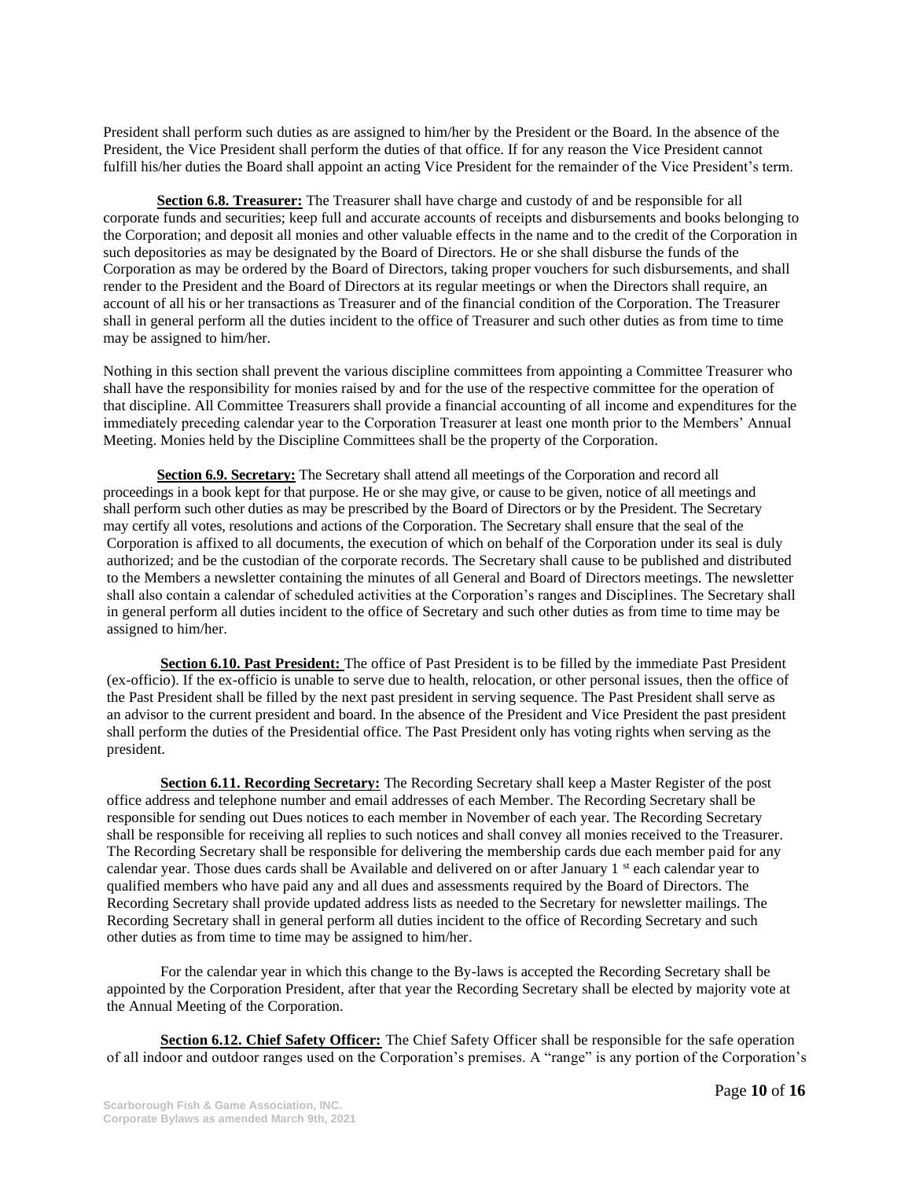President shall perform such duties as are assigned to him/her by the President or the Board. In the absence of the President, the Vice President shall perform the duties of that office. If for any reason the Vice President cannot fulfill his/her duties the Board shall appoint an acting Vice President for the remainder of the Vice President's term.

**Section 6.8. Treasurer:** The Treasurer shall have charge and custody of and be responsible for all corporate funds and securities; keep full and accurate accounts of receipts and disbursements and books belonging to the Corporation; and deposit all monies and other valuable effects in the name and to the credit of the Corporation in such depositories as may be designated by the Board of Directors. He or she shall disburse the funds of the Corporation as may be ordered by the Board of Directors, taking proper vouchers for such disbursements, and shall render to the President and the Board of Directors at its regular meetings or when the Directors shall require, an account of all his or her transactions as Treasurer and of the financial condition of the Corporation. The Treasurer shall in general perform all the duties incident to the office of Treasurer and such other duties as from time to time may be assigned to him/her.

Nothing in this section shall prevent the various discipline committees from appointing a Committee Treasurer who shall have the responsibility for monies raised by and for the use of the respective committee for the operation of that discipline. All Committee Treasurers shall provide a financial accounting of all income and expenditures for the immediately preceding calendar year to the Corporation Treasurer at least one month prior to the Members' Annual Meeting. Monies held by the Discipline Committees shall be the property of the Corporation.

**Section 6.9. Secretary:** The Secretary shall attend all meetings of the Corporation and record all proceedings in a book kept for that purpose. He or she may give, or cause to be given, notice of all meetings and shall perform such other duties as may be prescribed by the Board of Directors or by the President. The Secretary may certify all votes, resolutions and actions of the Corporation. The Secretary shall ensure that the seal of the Corporation is affixed to all documents, the execution of which on behalf of the Corporation under its seal is duly authorized; and be the custodian of the corporate records. The Secretary shall cause to be published and distributed to the Members a newsletter containing the minutes of all General and Board of Directors meetings. The newsletter shall also contain a calendar of scheduled activities at the Corporation's ranges and Disciplines. The Secretary shall in general perform all duties incident to the office of Secretary and such other duties as from time to time may be assigned to him/her.

**Section 6.10. Past President:** The office of Past President is to be filled by the immediate Past President (ex-officio). If the ex-officio is unable to serve due to health, relocation, or other personal issues, then the office of the Past President shall be filled by the next past president in serving sequence. The Past President shall serve as an advisor to the current president and board. In the absence of the President and Vice President the past president shall perform the duties of the Presidential office. The Past President only has voting rights when serving as the president.

**Section 6.11. Recording Secretary:** The Recording Secretary shall keep a Master Register of the post office address and telephone number and email addresses of each Member. The Recording Secretary shall be responsible for sending out Dues notices to each member in November of each year. The Recording Secretary shall be responsible for receiving all replies to such notices and shall convey all monies received to the Treasurer. The Recording Secretary shall be responsible for delivering the membership cards due each member paid for any calendar year. Those dues cards shall be Available and delivered on or after January 1 st each calendar year to qualified members who have paid any and all dues and assessments required by the Board of Directors. The Recording Secretary shall provide updated address lists as needed to the Secretary for newsletter mailings. The Recording Secretary shall in general perform all duties incident to the office of Recording Secretary and such other duties as from time to time may be assigned to him/her.

For the calendar year in which this change to the By-laws is accepted the Recording Secretary shall be appointed by the Corporation President, after that year the Recording Secretary shall be elected by majority vote at the Annual Meeting of the Corporation.

**Section 6.12. Chief Safety Officer:** The Chief Safety Officer shall be responsible for the safe operation of all indoor and outdoor ranges used on the Corporation's premises. A "range" is any portion of the Corporation's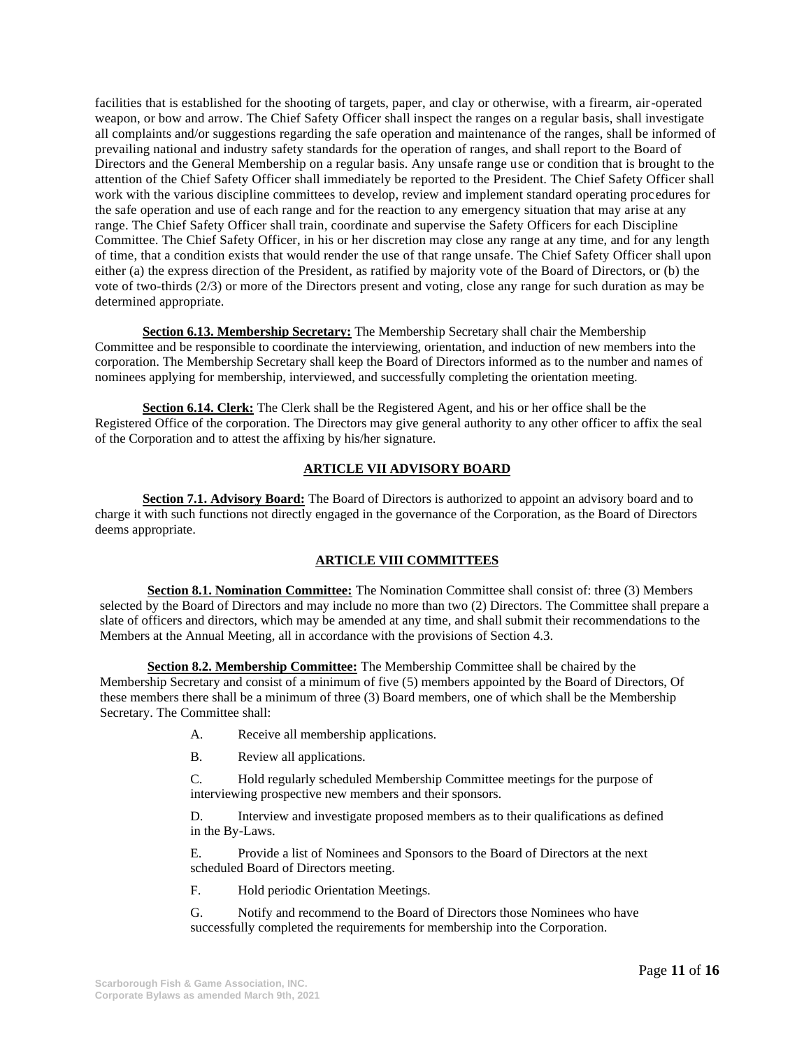facilities that is established for the shooting of targets, paper, and clay or otherwise, with a firearm, air-operated weapon, or bow and arrow. The Chief Safety Officer shall inspect the ranges on a regular basis, shall investigate all complaints and/or suggestions regarding the safe operation and maintenance of the ranges, shall be informed of prevailing national and industry safety standards for the operation of ranges, and shall report to the Board of Directors and the General Membership on a regular basis. Any unsafe range use or condition that is brought to the attention of the Chief Safety Officer shall immediately be reported to the President. The Chief Safety Officer shall work with the various discipline committees to develop, review and implement standard operating procedures for the safe operation and use of each range and for the reaction to any emergency situation that may arise at any range. The Chief Safety Officer shall train, coordinate and supervise the Safety Officers for each Discipline Committee. The Chief Safety Officer, in his or her discretion may close any range at any time, and for any length of time, that a condition exists that would render the use of that range unsafe. The Chief Safety Officer shall upon either (a) the express direction of the President, as ratified by majority vote of the Board of Directors, or (b) the vote of two-thirds (2/3) or more of the Directors present and voting, close any range for such duration as may be determined appropriate.

**Section 6.13. Membership Secretary:** The Membership Secretary shall chair the Membership Committee and be responsible to coordinate the interviewing, orientation, and induction of new members into the corporation. The Membership Secretary shall keep the Board of Directors informed as to the number and names of nominees applying for membership, interviewed, and successfully completing the orientation meeting.

**Section 6.14. Clerk:** The Clerk shall be the Registered Agent, and his or her office shall be the Registered Office of the corporation. The Directors may give general authority to any other officer to affix the seal of the Corporation and to attest the affixing by his/her signature.

## ARTICLE VII ADVISORY BOARD

**Section 7.1. Advisory Board:** The Board of Directors is authorized to appoint an advisory board and to charge it with such functions not directly engaged in the governance of the Corporation, as the Board of Directors deems appropriate.

## ARTICLE VIII COMMITTEES

**Section 8.1. Nomination Committee:** The Nomination Committee shall consist of: three (3) Members selected by the Board of Directors and may include no more than two (2) Directors. The Committee shall prepare a slate of officers and directors, which may be amended at any time, and shall submit their recommendations to the Members at the Annual Meeting, all in accordance with the provisions of Section 4.3.

**Section 8.2. Membership Committee:** The Membership Committee shall be chaired by the Membership Secretary and consist of a minimum of five (5) members appointed by the Board of Directors, Of these members there shall be a minimum of three (3) Board members, one of which shall be the Membership Secretary. The Committee shall:

A. Receive all membership applications.

B. Review all applications.

C. Hold regularly scheduled Membership Committee meetings for the purpose of interviewing prospective new members and their sponsors.

D. Interview and investigate proposed members as to their qualifications as defined in the By-Laws.

E. Provide a list of Nominees and Sponsors to the Board of Directors at the next scheduled Board of Directors meeting.

F. Hold periodic Orientation Meetings.

G. Notify and recommend to the Board of Directors those Nominees who have successfully completed the requirements for membership into the Corporation.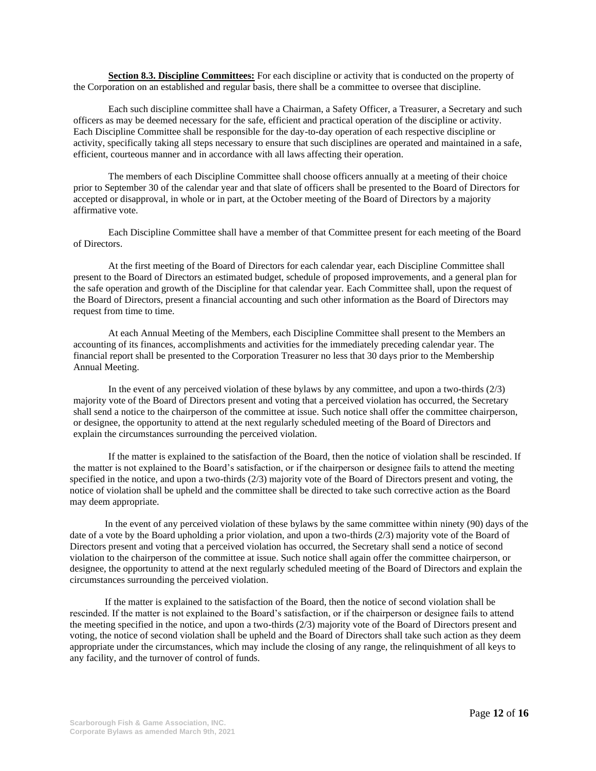**Section 8.3. Discipline Committees:** For each discipline or activity that is conducted on the property of the Corporation on an established and regular basis, there shall be a committee to oversee that discipline.

Each such discipline committee shall have a Chairman, a Safety Officer, a Treasurer, a Secretary and such officers as may be deemed necessary for the safe, efficient and practical operation of the discipline or activity. Each Discipline Committee shall be responsible for the day-to-day operation of each respective discipline or activity, specifically taking all steps necessary to ensure that such disciplines are operated and maintained in a safe, efficient, courteous manner and in accordance with all laws affecting their operation.

The members of each Discipline Committee shall choose officers annually at a meeting of their choice prior to September 30 of the calendar year and that slate of officers shall be presented to the Board of Directors for accepted or disapproval, in whole or in part, at the October meeting of the Board of Directors by a majority affirmative vote.

Each Discipline Committee shall have a member of that Committee present for each meeting of the Board of Directors.

At the first meeting of the Board of Directors for each calendar year, each Discipline Committee shall present to the Board of Directors an estimated budget, schedule of proposed improvements, and a general plan for the safe operation and growth of the Discipline for that calendar year. Each Committee shall, upon the request of the Board of Directors, present a financial accounting and such other information as the Board of Directors may request from time to time.

At each Annual Meeting of the Members, each Discipline Committee shall present to the Members an accounting of its finances, accomplishments and activities for the immediately preceding calendar year. The financial report shall be presented to the Corporation Treasurer no less that 30 days prior to the Membership Annual Meeting.

In the event of any perceived violation of these bylaws by any committee, and upon a two-thirds (2/3) majority vote of the Board of Directors present and voting that a perceived violation has occurred, the Secretary shall send a notice to the chairperson of the committee at issue. Such notice shall offer the committee chairperson, or designee, the opportunity to attend at the next regularly scheduled meeting of the Board of Directors and explain the circumstances surrounding the perceived violation.

If the matter is explained to the satisfaction of the Board, then the notice of violation shall be rescinded. If the matter is not explained to the Board's satisfaction, or if the chairperson or designee fails to attend the meeting specified in the notice, and upon a two-thirds (2/3) majority vote of the Board of Directors present and voting, the notice of violation shall be upheld and the committee shall be directed to take such corrective action as the Board may deem appropriate.

In the event of any perceived violation of these bylaws by the same committee within ninety (90) days of the date of a vote by the Board upholding a prior violation, and upon a two-thirds (2/3) majority vote of the Board of Directors present and voting that a perceived violation has occurred, the Secretary shall send a notice of second violation to the chairperson of the committee at issue. Such notice shall again offer the committee chairperson, or designee, the opportunity to attend at the next regularly scheduled meeting of the Board of Directors and explain the circumstances surrounding the perceived violation.

If the matter is explained to the satisfaction of the Board, then the notice of second violation shall be rescinded. If the matter is not explained to the Board's satisfaction, or if the chairperson or designee fails to attend the meeting specified in the notice, and upon a two-thirds (2/3) majority vote of the Board of Directors present and voting, the notice of second violation shall be upheld and the Board of Directors shall take such action as they deem appropriate under the circumstances, which may include the closing of any range, the relinquishment of all keys to any facility, and the turnover of control of funds.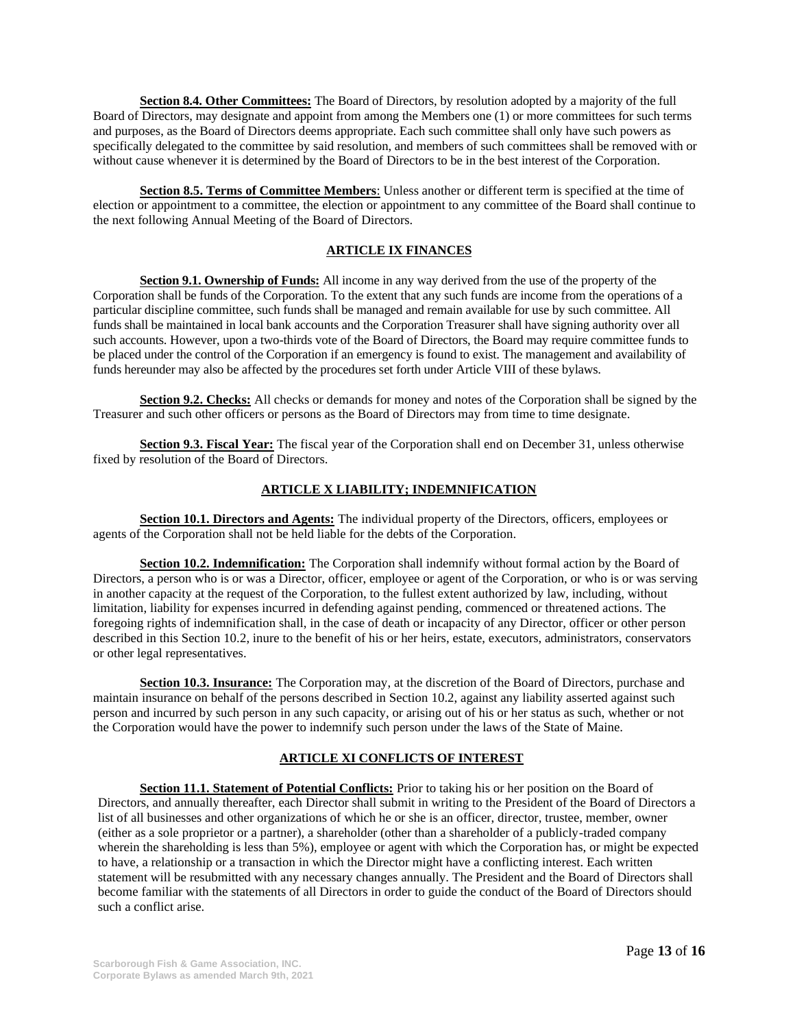**Section 8.4. Other Committees:** The Board of Directors, by resolution adopted by a majority of the full Board of Directors, may designate and appoint from among the Members one (1) or more committees for such terms and purposes, as the Board of Directors deems appropriate. Each such committee shall only have such powers as specifically delegated to the committee by said resolution, and members of such committees shall be removed with or without cause whenever it is determined by the Board of Directors to be in the best interest of the Corporation.

**Section 8.5. Terms of Committee Members**: Unless another or different term is specified at the time of election or appointment to a committee, the election or appointment to any committee of the Board shall continue to the next following Annual Meeting of the Board of Directors.

## ARTICLE IX FINANCES

**Section 9.1. Ownership of Funds:** All income in any way derived from the use of the property of the Corporation shall be funds of the Corporation. To the extent that any such funds are income from the operations of a particular discipline committee, such funds shall be managed and remain available for use by such committee. All funds shall be maintained in local bank accounts and the Corporation Treasurer shall have signing authority over all such accounts. However, upon a two-thirds vote of the Board of Directors, the Board may require committee funds to be placed under the control of the Corporation if an emergency is found to exist. The management and availability of funds hereunder may also be affected by the procedures set forth under Article VIII of these bylaws.

**Section 9.2. Checks:** All checks or demands for money and notes of the Corporation shall be signed by the Treasurer and such other officers or persons as the Board of Directors may from time to time designate.

**Section 9.3. Fiscal Year:** The fiscal year of the Corporation shall end on December 31, unless otherwise fixed by resolution of the Board of Directors.

## ARTICLE X LIABILITY; INDEMNIFICATION

**Section 10.1. Directors and Agents:** The individual property of the Directors, officers, employees or agents of the Corporation shall not be held liable for the debts of the Corporation.

**Section 10.2. Indemnification:** The Corporation shall indemnify without formal action by the Board of Directors, a person who is or was a Director, officer, employee or agent of the Corporation, or who is or was serving in another capacity at the request of the Corporation, to the fullest extent authorized by law, including, without limitation, liability for expenses incurred in defending against pending, commenced or threatened actions. The foregoing rights of indemnification shall, in the case of death or incapacity of any Director, officer or other person described in this Section 10.2, inure to the benefit of his or her heirs, estate, executors, administrators, conservators or other legal representatives.

**Section 10.3. Insurance:** The Corporation may, at the discretion of the Board of Directors, purchase and maintain insurance on behalf of the persons described in Section 10.2, against any liability asserted against such person and incurred by such person in any such capacity, or arising out of his or her status as such, whether or not the Corporation would have the power to indemnify such person under the laws of the State of Maine.

## ARTICLE XI CONFLICTS OF INTEREST

**Section 11.1. Statement of Potential Conflicts:** Prior to taking his or her position on the Board of Directors, and annually thereafter, each Director shall submit in writing to the President of the Board of Directors a list of all businesses and other organizations of which he or she is an officer, director, trustee, member, owner (either as a sole proprietor or a partner), a shareholder (other than a shareholder of a publicly-traded company wherein the shareholding is less than 5%), employee or agent with which the Corporation has, or might be expected to have, a relationship or a transaction in which the Director might have a conflicting interest. Each written statement will be resubmitted with any necessary changes annually. The President and the Board of Directors shall become familiar with the statements of all Directors in order to guide the conduct of the Board of Directors should such a conflict arise.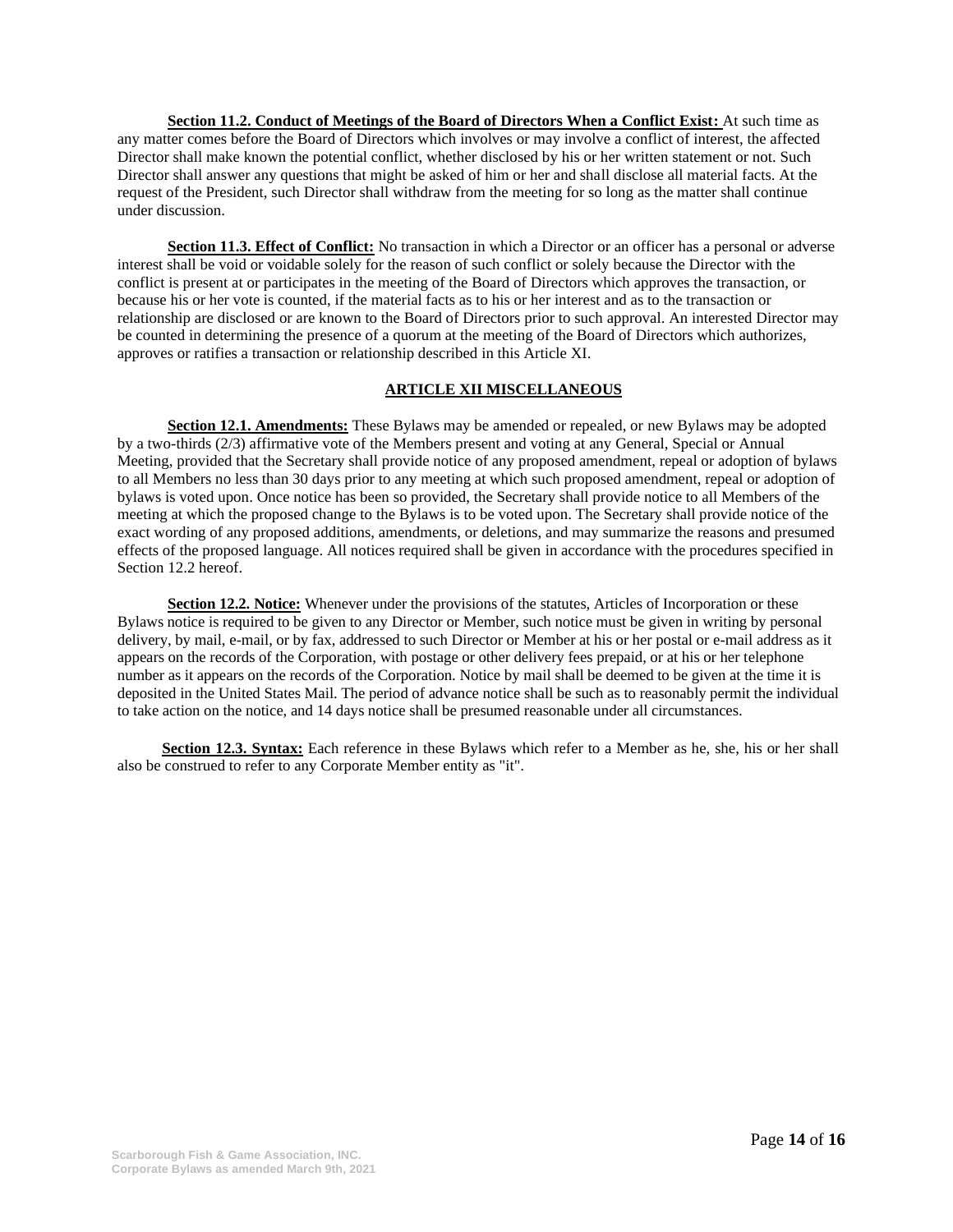**Section 11.2. Conduct of Meetings of the Board of Directors When a Conflict Exist:** At such time as any matter comes before the Board of Directors which involves or may involve a conflict of interest, the affected Director shall make known the potential conflict, whether disclosed by his or her written statement or not. Such Director shall answer any questions that might be asked of him or her and shall disclose all material facts. At the request of the President, such Director shall withdraw from the meeting for so long as the matter shall continue under discussion.

**Section 11.3. Effect of Conflict:** No transaction in which a Director or an officer has a personal or adverse interest shall be void or voidable solely for the reason of such conflict or solely because the Director with the conflict is present at or participates in the meeting of the Board of Directors which approves the transaction, or because his or her vote is counted, if the material facts as to his or her interest and as to the transaction or relationship are disclosed or are known to the Board of Directors prior to such approval. An interested Director may be counted in determining the presence of a quorum at the meeting of the Board of Directors which authorizes, approves or ratifies a transaction or relationship described in this Article XI.

## ARTICLE XII MISCELLANEOUS

**Section 12.1. Amendments:** These Bylaws may be amended or repealed, or new Bylaws may be adopted by a two-thirds (2/3) affirmative vote of the Members present and voting at any General, Special or Annual Meeting, provided that the Secretary shall provide notice of any proposed amendment, repeal or adoption of bylaws to all Members no less than 30 days prior to any meeting at which such proposed amendment, repeal or adoption of bylaws is voted upon. Once notice has been so provided, the Secretary shall provide notice to all Members of the meeting at which the proposed change to the Bylaws is to be voted upon. The Secretary shall provide notice of the exact wording of any proposed additions, amendments, or deletions, and may summarize the reasons and presumed effects of the proposed language. All notices required shall be given in accordance with the procedures specified in Section 12.2 hereof.

**Section 12.2. Notice:** Whenever under the provisions of the statutes, Articles of Incorporation or these Bylaws notice is required to be given to any Director or Member, such notice must be given in writing by personal delivery, by mail, e-mail, or by fax, addressed to such Director or Member at his or her postal or e-mail address as it appears on the records of the Corporation, with postage or other delivery fees prepaid, or at his or her telephone number as it appears on the records of the Corporation. Notice by mail shall be deemed to be given at the time it is deposited in the United States Mail. The period of advance notice shall be such as to reasonably permit the individual to take action on the notice, and 14 days notice shall be presumed reasonable under all circumstances.

**Section 12.3. Syntax:** Each reference in these Bylaws which refer to a Member as he, she, his or her shall also be construed to refer to any Corporate Member entity as "it".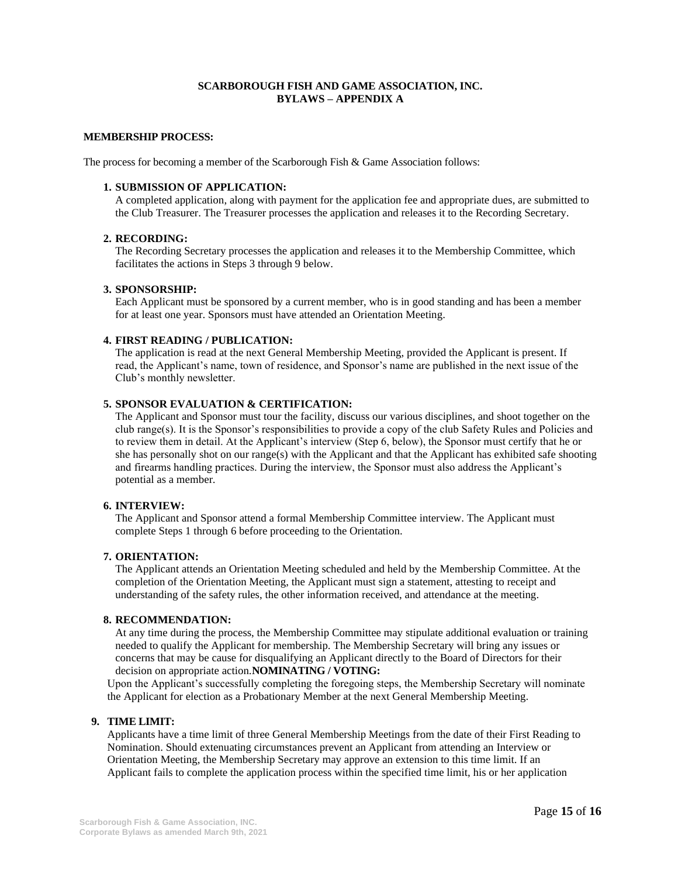**SCARBOROUGH FISH AND GAME ASSOCIATION, INC.**
**BYLAWS – APPENDIX A**

**MEMBERSHIP PROCESS:**

The process for becoming a member of the Scarborough Fish & Game Association follows:

1. **SUBMISSION OF APPLICATION:**
   A completed application, along with payment for the application fee and appropriate dues, are submitted to the Club Treasurer. The Treasurer processes the application and releases it to the Recording Secretary.

2. **RECORDING:**
   The Recording Secretary processes the application and releases it to the Membership Committee, which facilitates the actions in Steps 3 through 9 below.

3. **SPONSORSHIP:**
   Each Applicant must be sponsored by a current member, who is in good standing and has been a member for at least one year. Sponsors must have attended an Orientation Meeting.

4. **FIRST READING / PUBLICATION:**
   The application is read at the next General Membership Meeting, provided the Applicant is present. If read, the Applicant's name, town of residence, and Sponsor's name are published in the next issue of the Club's monthly newsletter.

5. **SPONSOR EVALUATION & CERTIFICATION:**
   The Applicant and Sponsor must tour the facility, discuss our various disciplines, and shoot together on the club range(s). It is the Sponsor's responsibilities to provide a copy of the club Safety Rules and Policies and to review them in detail. At the Applicant's interview (Step 6, below), the Sponsor must certify that he or she has personally shot on our range(s) with the Applicant and that the Applicant has exhibited safe shooting and firearms handling practices. During the interview, the Sponsor must also address the Applicant's potential as a member.

6. **INTERVIEW:**
   The Applicant and Sponsor attend a formal Membership Committee interview. The Applicant must complete Steps 1 through 6 before proceeding to the Orientation.

7. **ORIENTATION:**
   The Applicant attends an Orientation Meeting scheduled and held by the Membership Committee. At the completion of the Orientation Meeting, the Applicant must sign a statement, attesting to receipt and understanding of the safety rules, the other information received, and attendance at the meeting.

8. **RECOMMENDATION:**
   At any time during the process, the Membership Committee may stipulate additional evaluation or training needed to qualify the Applicant for membership. The Membership Secretary will bring any issues or concerns that may be cause for disqualifying an Applicant directly to the Board of Directors for their decision on appropriate action.**NOMINATING / VOTING:**
   Upon the Applicant's successfully completing the foregoing steps, the Membership Secretary will nominate the Applicant for election as a Probationary Member at the next General Membership Meeting.

9. **TIME LIMIT:**
   Applicants have a time limit of three General Membership Meetings from the date of their First Reading to Nomination. Should extenuating circumstances prevent an Applicant from attending an Interview or Orientation Meeting, the Membership Secretary may approve an extension to this time limit. If an Applicant fails to complete the application process within the specified time limit, his or her application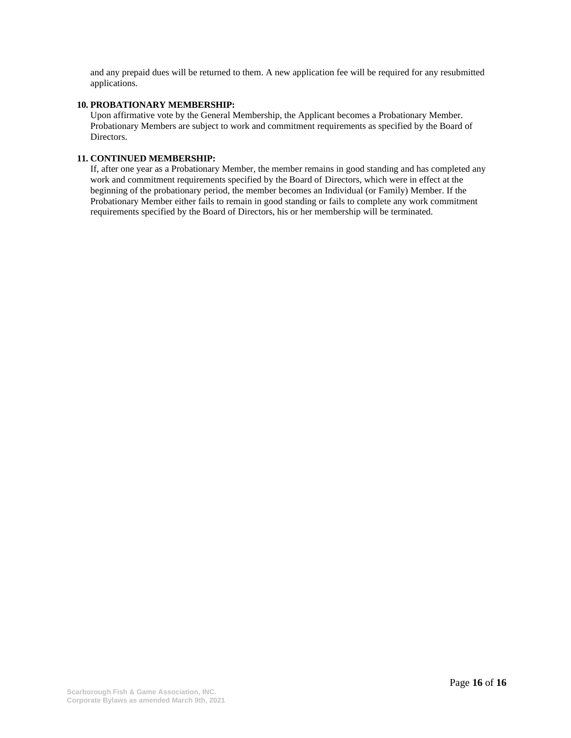and any prepaid dues will be returned to them. A new application fee will be required for any resubmitted applications.

**10. PROBATIONARY MEMBERSHIP:**
Upon affirmative vote by the General Membership, the Applicant becomes a Probationary Member. Probationary Members are subject to work and commitment requirements as specified by the Board of Directors.

**11. CONTINUED MEMBERSHIP:**
If, after one year as a Probationary Member, the member remains in good standing and has completed any work and commitment requirements specified by the Board of Directors, which were in effect at the beginning of the probationary period, the member becomes an Individual (or Family) Member. If the Probationary Member either fails to remain in good standing or fails to complete any work commitment requirements specified by the Board of Directors, his or her membership will be terminated.